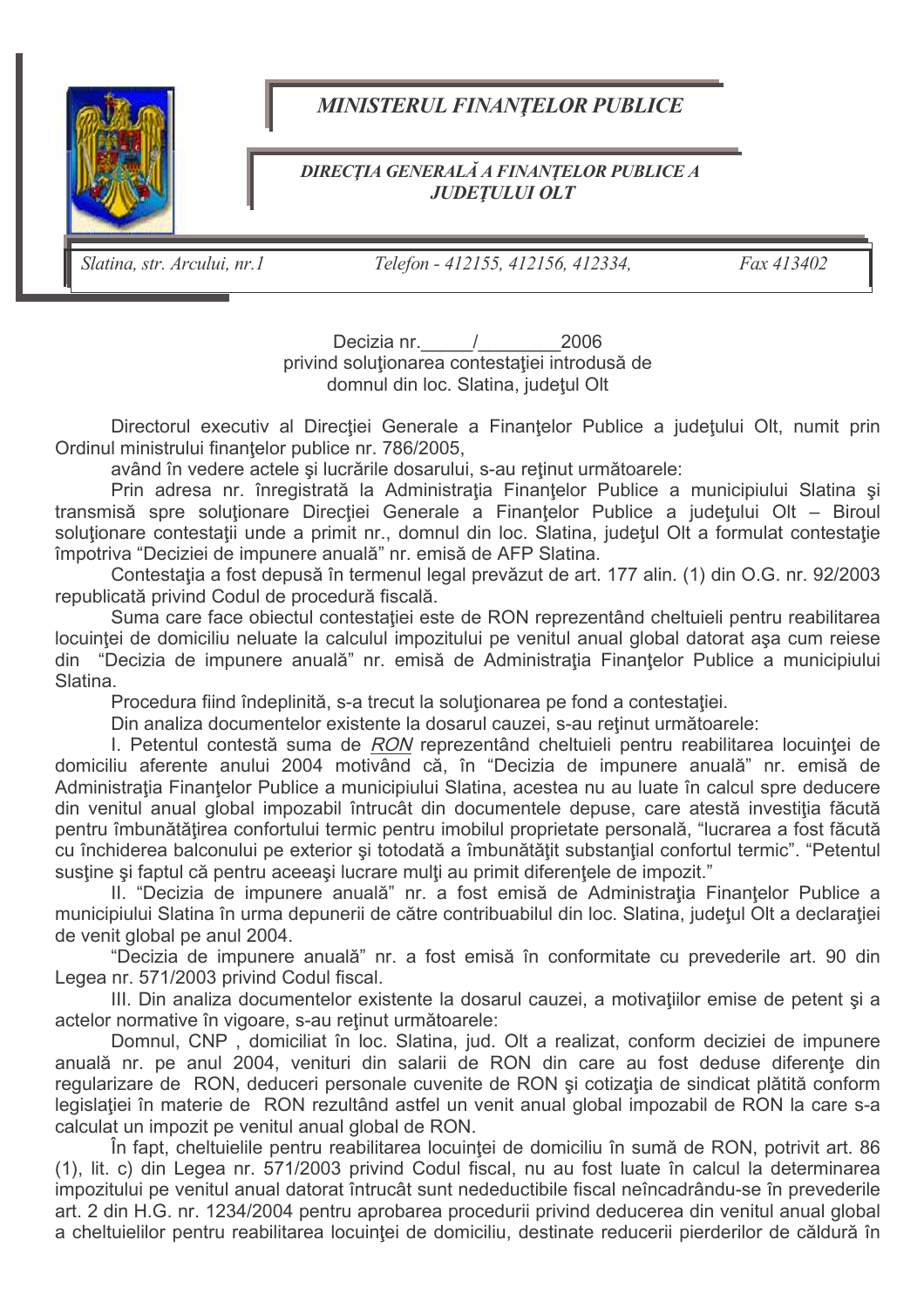**MINISTERUL FINANŢELOR PUBLICE**

**DIRECŢIA GENERALĂ A FINANŢELOR PUBLICE A JUDEŢULUI OLT**

Slatina, str. Arcului, nr.1 | Telefon - 412155, 412156, 412334, | Fax 413402

Decizia nr.\_\_\_\_\_/\_\_\_\_\_\_\_\_2006
privind soluţionarea contestaţiei introdusă de
domnul din loc. Slatina, judeţul Olt

Directorul executiv al Direcţiei Generale a Finanţelor Publice a judeţului Olt, numit prin Ordinul ministrului finanţelor publice nr. 786/2005,

având în vedere actele şi lucrările dosarului, s-au reţinut următoarele:

Prin adresa nr. înregistrată la Administraţia Finanţelor Publice a municipiului Slatina şi transmisă spre soluţionare Direcţiei Generale a Finanţelor Publice a judeţului Olt – Biroul soluţionare contestaţii unde a primit nr., domnul din loc. Slatina, judeţul Olt a formulat contestaţie împotriva "Deciziei de impunere anuală" nr. emisă de AFP Slatina.

Contestaţia a fost depusă în termenul legal prevăzut de art. 177 alin. (1) din O.G. nr. 92/2003 republicată privind Codul de procedură fiscală.

Suma care face obiectul contestaţiei este de RON reprezentând cheltuieli pentru reabilitarea locuinţei de domiciliu neluate la calculul impozitului pe venitul anual global datorat aşa cum reiese din "Decizia de impunere anuală" nr. emisă de Administraţia Finanţelor Publice a municipiului Slatina.

Procedura fiind îndeplinită, s-a trecut la soluţionarea pe fond a contestaţiei.

Din analiza documentelor existente la dosarul cauzei, s-au reţinut următoarele:

I. Petentul contestă suma de <u>*RON*</u> reprezentând cheltuieli pentru reabilitarea locuinţei de domiciliu aferente anului 2004 motivând că, în "Decizia de impunere anuală" nr. emisă de Administraţia Finanţelor Publice a municipiului Slatina, acestea nu au luate în calcul spre deducere din venitul anual global impozabil întrucât din documentele depuse, care atestă investiţia făcută pentru îmbunătăţirea confortului termic pentru imobilul proprietate personală, "lucrarea a fost făcută cu închiderea balconului pe exterior şi totodată a îmbunătăţit substanţial confortul termic". "Petentul susţine şi faptul că pentru aceeaşi lucrare mulţi au primit diferenţele de impozit."

II. "Decizia de impunere anuală" nr. a fost emisă de Administraţia Finanţelor Publice a municipiului Slatina în urma depunerii de către contribuabilul din loc. Slatina, judeţul Olt a declaraţiei de venit global pe anul 2004.

"Decizia de impunere anuală" nr. a fost emisă în conformitate cu prevederile art. 90 din Legea nr. 571/2003 privind Codul fiscal.

III. Din analiza documentelor existente la dosarul cauzei, a motivaţiilor emise de petent şi a actelor normative în vigoare, s-au reţinut următoarele:

Domnul, CNP , domiciliat în loc. Slatina, jud. Olt a realizat, conform deciziei de impunere anuală nr. pe anul 2004, venituri din salarii de RON din care au fost deduse diferenţe din regularizare de RON, deduceri personale cuvenite de RON şi cotizaţia de sindicat plătită conform legislaţiei în materie de RON rezultând astfel un venit anual global impozabil de RON la care s-a calculat un impozit pe venitul anual global de RON.

În fapt, cheltuielile pentru reabilitarea locuinţei de domiciliu în sumă de RON, potrivit art. 86 (1), lit. c) din Legea nr. 571/2003 privind Codul fiscal, nu au fost luate în calcul la determinarea impozitului pe venitul anual datorat întrucât sunt nedeductibile fiscal neîncadrându-se în prevederile art. 2 din H.G. nr. 1234/2004 pentru aprobarea procedurii privind deducerea din venitul anual global a cheltuielilor pentru reabilitarea locuinţei de domiciliu, destinate reducerii pierderilor de căldură în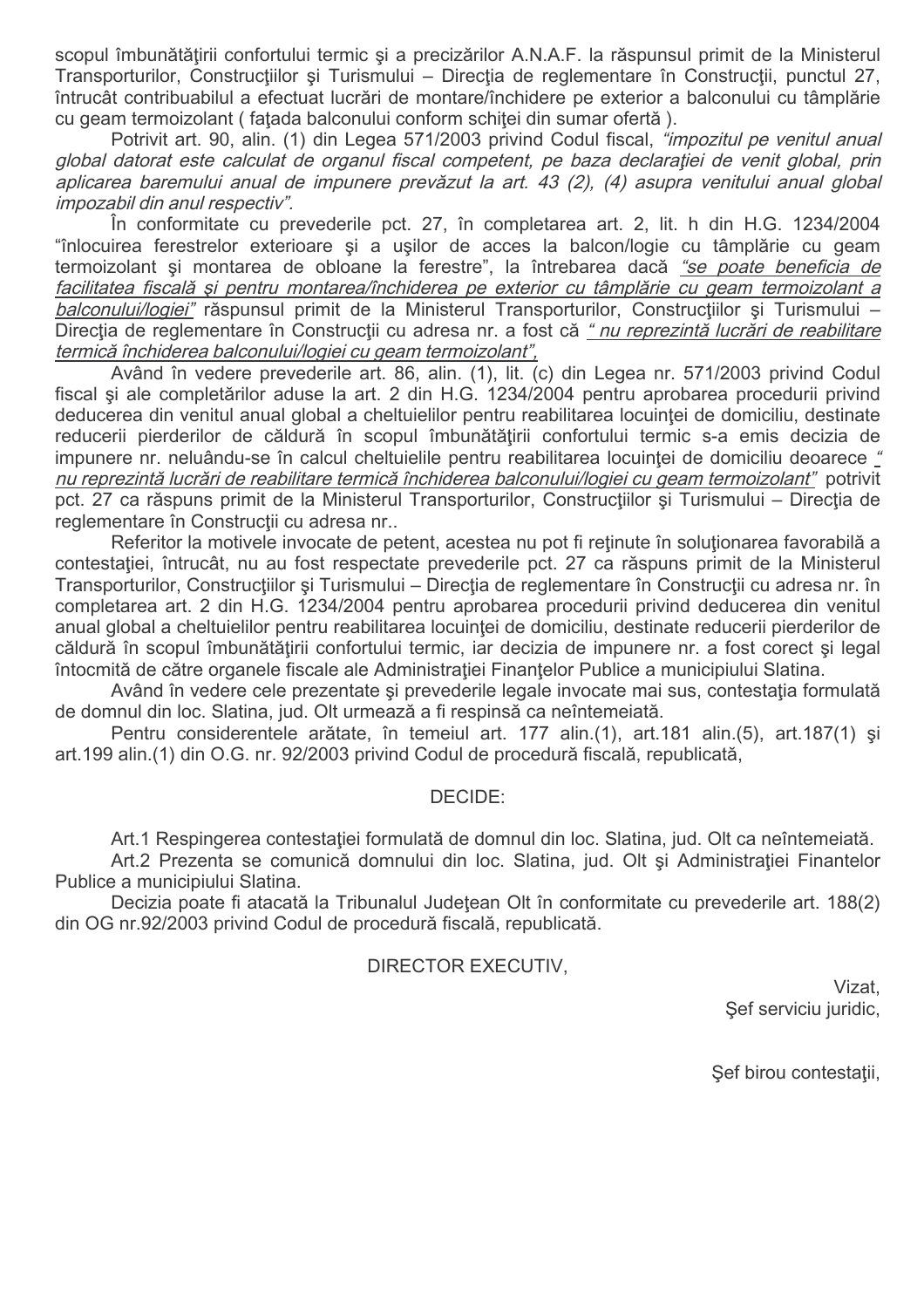scopul îmbunătăţirii confortului termic şi a precizărilor A.N.A.F. la răspunsul primit de la Ministerul Transporturilor, Construcţiilor şi Turismului – Direcţia de reglementare în Construcţii, punctul 27, întrucât contribuabilul a efectuat lucrări de montare/închidere pe exterior a balconului cu tâmplărie cu geam termoizolant ( faţada balconului conform schiţei din sumar ofertă ).

Potrivit art. 90, alin. (1) din Legea 571/2003 privind Codul fiscal, *"impozitul pe venitul anual global datorat este calculat de organul fiscal competent, pe baza declaraţiei de venit global, prin aplicarea baremului anual de impunere prevăzut la art. 43 (2), (4) asupra venitului anual global impozabil din anul respectiv".*

În conformitate cu prevederile pct. 27, în completarea art. 2, lit. h din H.G. 1234/2004 "înlocuirea ferestrelor exterioare şi a uşilor de acces la balcon/logie cu tâmplărie cu geam termoizolant şi montarea de obloane la ferestre", la întrebarea dacă *"se poate beneficia de facilitatea fiscală şi pentru montarea/închiderea pe exterior cu tâmplărie cu geam termoizolant a balconului/logiei"* răspunsul primit de la Ministerul Transporturilor, Construcţiilor şi Turismului – Direcţia de reglementare în Construcţii cu adresa nr. a fost că *" nu reprezintă lucrări de reabilitare termică închiderea balconului/logiei cu geam termoizolant",*

Având în vedere prevederile art. 86, alin. (1), lit. (c) din Legea nr. 571/2003 privind Codul fiscal şi ale completărilor aduse la art. 2 din H.G. 1234/2004 pentru aprobarea procedurii privind deducerea din venitul anual global a cheltuielilor pentru reabilitarea locuinţei de domiciliu, destinate reducerii pierderilor de căldură în scopul îmbunătăţirii confortului termic s-a emis decizia de impunere nr. neluându-se în calcul cheltuielile pentru reabilitarea locuinţei de domiciliu deoarece *" nu reprezintă lucrări de reabilitare termică închiderea balconului/logiei cu geam termoizolant"* potrivit pct. 27 ca răspuns primit de la Ministerul Transporturilor, Construcţiilor şi Turismului – Direcţia de reglementare în Construcţii cu adresa nr..

Referitor la motivele invocate de petent, acestea nu pot fi reţinute în soluţionarea favorabilă a contestaţiei, întrucât, nu au fost respectate prevederile pct. 27 ca răspuns primit de la Ministerul Transporturilor, Construcţiilor şi Turismului – Direcţia de reglementare în Construcţii cu adresa nr. în completarea art. 2 din H.G. 1234/2004 pentru aprobarea procedurii privind deducerea din venitul anual global a cheltuielilor pentru reabilitarea locuinţei de domiciliu, destinate reducerii pierderilor de căldură în scopul îmbunătăţirii confortului termic, iar decizia de impunere nr. a fost corect şi legal întocmită de către organele fiscale ale Administraţiei Finanţelor Publice a municipiului Slatina.

Având în vedere cele prezentate şi prevederile legale invocate mai sus, contestaţia formulată de domnul din loc. Slatina, jud. Olt urmează a fi respinsă ca neîntemeiată.

Pentru considerentele arătate, în temeiul art. 177 alin.(1), art.181 alin.(5), art.187(1) şi art.199 alin.(1) din O.G. nr. 92/2003 privind Codul de procedură fiscală, republicată,

DECIDE:

Art.1 Respingerea contestaţiei formulată de domnul din loc. Slatina, jud. Olt ca neîntemeiată.

Art.2 Prezenta se comunică domnului din loc. Slatina, jud. Olt şi Administraţiei Finantelor Publice a municipiului Slatina.

Decizia poate fi atacată la Tribunalul Judeţean Olt în conformitate cu prevederile art. 188(2) din OG nr.92/2003 privind Codul de procedură fiscală, republicată.

DIRECTOR EXECUTIV,

Vizat,
Şef serviciu juridic,

Şef birou contestaţii,